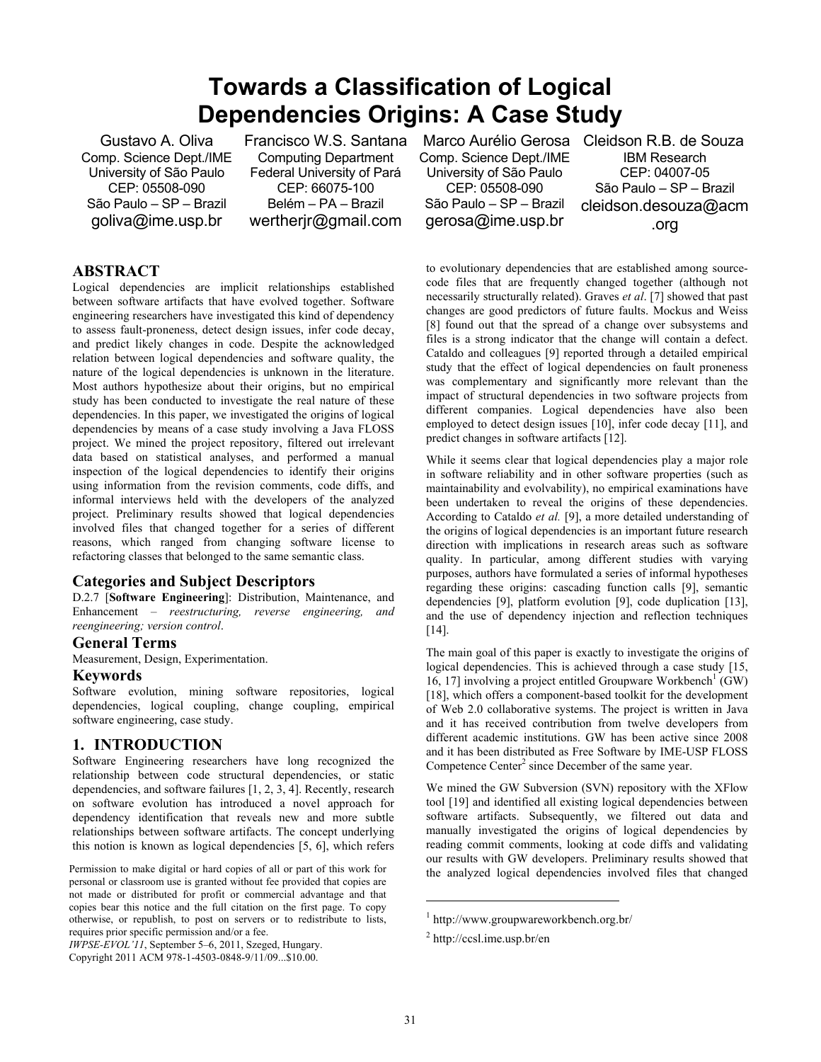# Towards a Classification of Logical Dependencies Origins: A Case Study

Gustavo A. Oliva
Comp. Science Dept./IME
University of São Paulo
CEP: 05508-090
São Paulo – SP – Brazil
goliva@ime.usp.br

Francisco W.S. Santana
Computing Department
Federal University of Pará
CEP: 66075-100
Belém – PA – Brazil
wertherjr@gmail.com

Marco Aurélio Gerosa
Comp. Science Dept./IME
University of São Paulo
CEP: 05508-090
São Paulo – SP – Brazil
gerosa@ime.usp.br

Cleidson R.B. de Souza
IBM Research
CEP: 04007-05
São Paulo – SP – Brazil
cleidson.desouza@acm.org

## ABSTRACT

Logical dependencies are implicit relationships established between software artifacts that have evolved together. Software engineering researchers have investigated this kind of dependency to assess fault-proneness, detect design issues, infer code decay, and predict likely changes in code. Despite the acknowledged relation between logical dependencies and software quality, the nature of the logical dependencies is unknown in the literature. Most authors hypothesize about their origins, but no empirical study has been conducted to investigate the real nature of these dependencies. In this paper, we investigated the origins of logical dependencies by means of a case study involving a Java FLOSS project. We mined the project repository, filtered out irrelevant data based on statistical analyses, and performed a manual inspection of the logical dependencies to identify their origins using information from the revision comments, code diffs, and informal interviews held with the developers of the analyzed project. Preliminary results showed that logical dependencies involved files that changed together for a series of different reasons, which ranged from changing software license to refactoring classes that belonged to the same semantic class.

### Categories and Subject Descriptors

D.2.7 [**Software Engineering**]: Distribution, Maintenance, and Enhancement – *reestructuring, reverse engineering, and reengineering; version control*.

### General Terms

Measurement, Design, Experimentation.

### Keywords

Software evolution, mining software repositories, logical dependencies, logical coupling, change coupling, empirical software engineering, case study.

## 1. INTRODUCTION

Software Engineering researchers have long recognized the relationship between code structural dependencies, or static dependencies, and software failures [1, 2, 3, 4]. Recently, research on software evolution has introduced a novel approach for dependency identification that reveals new and more subtle relationships between software artifacts. The concept underlying this notion is known as logical dependencies [5, 6], which refers to evolutionary dependencies that are established among source-code files that are frequently changed together (although not necessarily structurally related). Graves *et al*. [7] showed that past changes are good predictors of future faults. Mockus and Weiss [8] found out that the spread of a change over subsystems and files is a strong indicator that the change will contain a defect. Cataldo and colleagues [9] reported through a detailed empirical study that the effect of logical dependencies on fault proneness was complementary and significantly more relevant than the impact of structural dependencies in two software projects from different companies. Logical dependencies have also been employed to detect design issues [10], infer code decay [11], and predict changes in software artifacts [12].

While it seems clear that logical dependencies play a major role in software reliability and in other software properties (such as maintainability and evolvability), no empirical examinations have been undertaken to reveal the origins of these dependencies. According to Cataldo *et al.* [9], a more detailed understanding of the origins of logical dependencies is an important future research direction with implications in research areas such as software quality. In particular, among different studies with varying purposes, authors have formulated a series of informal hypotheses regarding these origins: cascading function calls [9], semantic dependencies [9], platform evolution [9], code duplication [13], and the use of dependency injection and reflection techniques [14].

The main goal of this paper is exactly to investigate the origins of logical dependencies. This is achieved through a case study [15, 16, 17] involving a project entitled Groupware Workbench[1] (GW) [18], which offers a component-based toolkit for the development of Web 2.0 collaborative systems. The project is written in Java and it has received contribution from twelve developers from different academic institutions. GW has been active since 2008 and it has been distributed as Free Software by IME-USP FLOSS Competence Center[2] since December of the same year.

We mined the GW Subversion (SVN) repository with the XFlow tool [19] and identified all existing logical dependencies between software artifacts. Subsequently, we filtered out data and manually investigated the origins of logical dependencies by reading commit comments, looking at code diffs and validating our results with GW developers. Preliminary results showed that the analyzed logical dependencies involved files that changed

Permission to make digital or hard copies of all or part of this work for personal or classroom use is granted without fee provided that copies are not made or distributed for profit or commercial advantage and that copies bear this notice and the full citation on the first page. To copy otherwise, or republish, to post on servers or to redistribute to lists, requires prior specific permission and/or a fee.
*IWPSE-EVOL'11*, September 5–6, 2011, Szeged, Hungary.
Copyright 2011 ACM 978-1-4503-0848-9/11/09...$10.00.

[1] http://www.groupwareworkbench.org.br/

[2] http://ccsl.ime.usp.br/en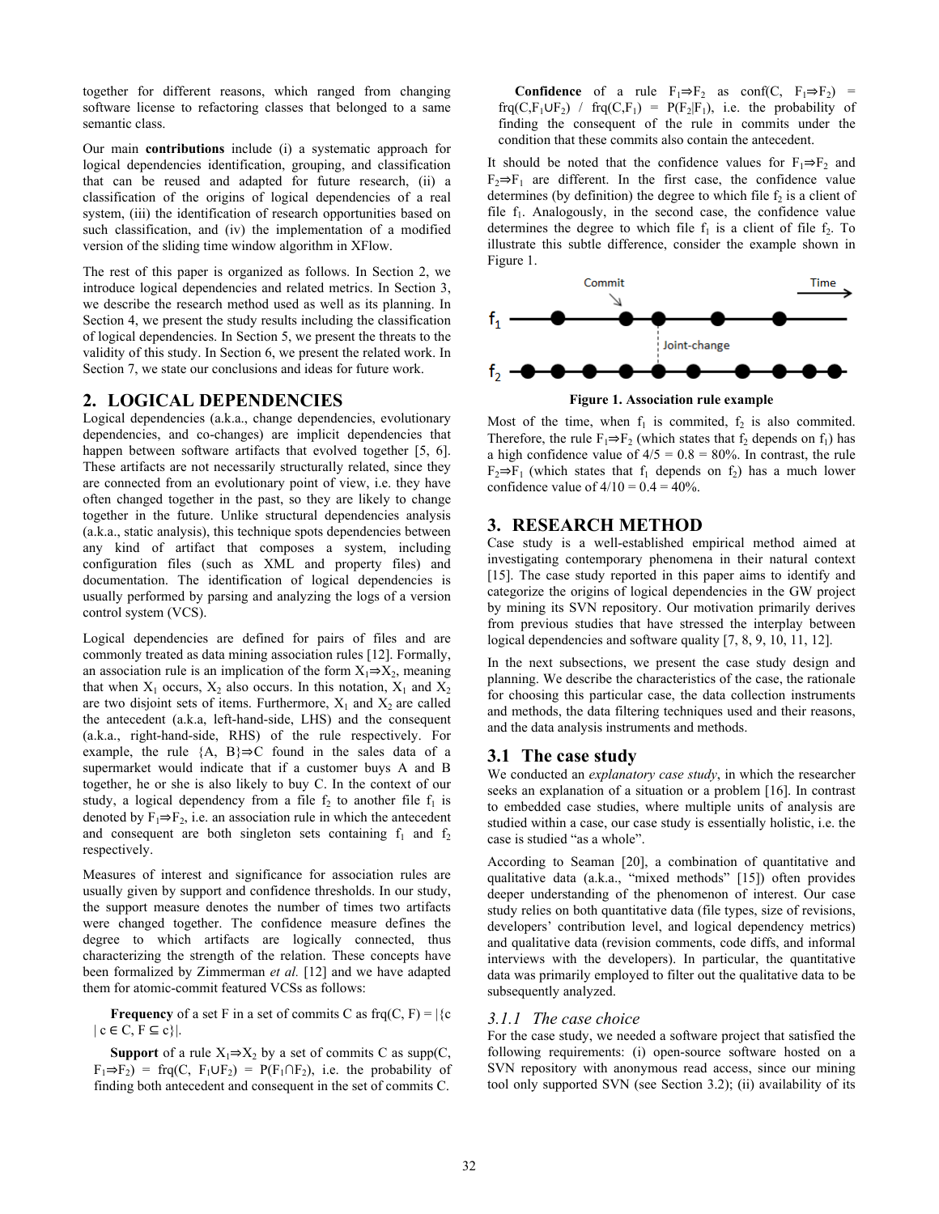together for different reasons, which ranged from changing software license to refactoring classes that belonged to a same semantic class.

Our main **contributions** include (i) a systematic approach for logical dependencies identification, grouping, and classification that can be reused and adapted for future research, (ii) a classification of the origins of logical dependencies of a real system, (iii) the identification of research opportunities based on such classification, and (iv) the implementation of a modified version of the sliding time window algorithm in XFlow.

The rest of this paper is organized as follows. In Section 2, we introduce logical dependencies and related metrics. In Section 3, we describe the research method used as well as its planning. In Section 4, we present the study results including the classification of logical dependencies. In Section 5, we present the threats to the validity of this study. In Section 6, we present the related work. In Section 7, we state our conclusions and ideas for future work.

## 2. LOGICAL DEPENDENCIES

Logical dependencies (a.k.a., change dependencies, evolutionary dependencies, and co-changes) are implicit dependencies that happen between software artifacts that evolved together [5, 6]. These artifacts are not necessarily structurally related, since they are connected from an evolutionary point of view, i.e. they have often changed together in the past, so they are likely to change together in the future. Unlike structural dependencies analysis (a.k.a., static analysis), this technique spots dependencies between any kind of artifact that composes a system, including configuration files (such as XML and property files) and documentation. The identification of logical dependencies is usually performed by parsing and analyzing the logs of a version control system (VCS).

Logical dependencies are defined for pairs of files and are commonly treated as data mining association rules [12]. Formally, an association rule is an implication of the form $X_1 \Rightarrow X_2$, meaning that when $X_1$ occurs, $X_2$ also occurs. In this notation, $X_1$ and $X_2$ are two disjoint sets of items. Furthermore, $X_1$ and $X_2$ are called the antecedent (a.k.a, left-hand-side, LHS) and the consequent (a.k.a., right-hand-side, RHS) of the rule respectively. For example, the rule $\{A, B\} \Rightarrow C$ found in the sales data of a supermarket would indicate that if a customer buys A and B together, he or she is also likely to buy C. In the context of our study, a logical dependency from a file $f_2$ to another file $f_1$ is denoted by $F_1 \Rightarrow F_2$, i.e. an association rule in which the antecedent and consequent are both singleton sets containing $f_1$ and $f_2$ respectively.

Measures of interest and significance for association rules are usually given by support and confidence thresholds. In our study, the support measure denotes the number of times two artifacts were changed together. The confidence measure defines the degree to which artifacts are logically connected, thus characterizing the strength of the relation. These concepts have been formalized by Zimmerman *et al.* [12] and we have adapted them for atomic-commit featured VCSs as follows:

**Frequency** of a set F in a set of commits C as $frq(C, F) = |\{c \mid c \in C, F \subseteq c\}|$.

**Support** of a rule $X_1 \Rightarrow X_2$ by a set of commits C as $supp(C, F_1 \Rightarrow F_2) = frq(C, F_1 \cup F_2) = P(F_1 \cap F_2)$, i.e. the probability of finding both antecedent and consequent in the set of commits C.

**Confidence** of a rule $F_1 \Rightarrow F_2$ as $conf(C, F_1 \Rightarrow F_2) = frq(C, F_1 \cup F_2) / frq(C, F_1) = P(F_2|F_1)$, i.e. the probability of finding the consequent of the rule in commits under the condition that these commits also contain the antecedent.

It should be noted that the confidence values for $F_1 \Rightarrow F_2$ and $F_2 \Rightarrow F_1$ are different. In the first case, the confidence value determines (by definition) the degree to which file $f_2$ is a client of file $f_1$. Analogously, in the second case, the confidence value determines the degree to which file $f_1$ is a client of file $f_2$. To illustrate this subtle difference, consider the example shown in Figure 1.

**Figure 1. Association rule example**

Most of the time, when $f_1$ is commited, $f_2$ is also commited. Therefore, the rule $F_1 \Rightarrow F_2$ (which states that $f_2$ depends on $f_1$) has a high confidence value of 4/5 = 0.8 = 80%. In contrast, the rule $F_2 \Rightarrow F_1$ (which states that $f_1$ depends on $f_2$) has a much lower confidence value of 4/10 = 0.4 = 40%.

## 3. RESEARCH METHOD

Case study is a well-established empirical method aimed at investigating contemporary phenomena in their natural context [15]. The case study reported in this paper aims to identify and categorize the origins of logical dependencies in the GW project by mining its SVN repository. Our motivation primarily derives from previous studies that have stressed the interplay between logical dependencies and software quality [7, 8, 9, 10, 11, 12].

In the next subsections, we present the case study design and planning. We describe the characteristics of the case, the rationale for choosing this particular case, the data collection instruments and methods, the data filtering techniques used and their reasons, and the data analysis instruments and methods.

### 3.1 The case study

We conducted an *explanatory case study*, in which the researcher seeks an explanation of a situation or a problem [16]. In contrast to embedded case studies, where multiple units of analysis are studied within a case, our case study is essentially holistic, i.e. the case is studied "as a whole".

According to Seaman [20], a combination of quantitative and qualitative data (a.k.a., "mixed methods" [15]) often provides deeper understanding of the phenomenon of interest. Our case study relies on both quantitative data (file types, size of revisions, developers' contribution level, and logical dependency metrics) and qualitative data (revision comments, code diffs, and informal interviews with the developers). In particular, the quantitative data was primarily employed to filter out the qualitative data to be subsequently analyzed.

#### *3.1.1 The case choice*

For the case study, we needed a software project that satisfied the following requirements: (i) open-source software hosted on a SVN repository with anonymous read access, since our mining tool only supported SVN (see Section 3.2); (ii) availability of its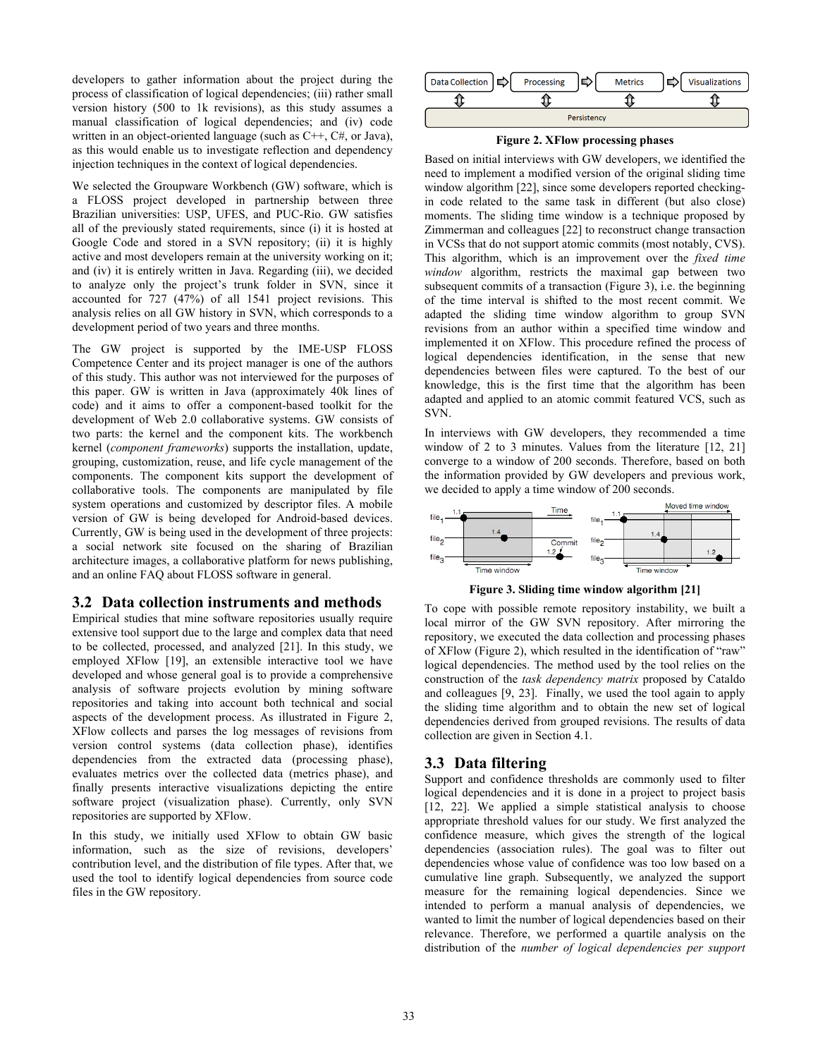developers to gather information about the project during the process of classification of logical dependencies; (iii) rather small version history (500 to 1k revisions), as this study assumes a manual classification of logical dependencies; and (iv) code written in an object-oriented language (such as C++, C#, or Java), as this would enable us to investigate reflection and dependency injection techniques in the context of logical dependencies.

We selected the Groupware Workbench (GW) software, which is a FLOSS project developed in partnership between three Brazilian universities: USP, UFES, and PUC-Rio. GW satisfies all of the previously stated requirements, since (i) it is hosted at Google Code and stored in a SVN repository; (ii) it is highly active and most developers remain at the university working on it; and (iv) it is entirely written in Java. Regarding (iii), we decided to analyze only the project's trunk folder in SVN, since it accounted for 727 (47%) of all 1541 project revisions. This analysis relies on all GW history in SVN, which corresponds to a development period of two years and three months.

The GW project is supported by the IME-USP FLOSS Competence Center and its project manager is one of the authors of this study. This author was not interviewed for the purposes of this paper. GW is written in Java (approximately 40k lines of code) and it aims to offer a component-based toolkit for the development of Web 2.0 collaborative systems. GW consists of two parts: the kernel and the component kits. The workbench kernel (*component frameworks*) supports the installation, update, grouping, customization, reuse, and life cycle management of the components. The component kits support the development of collaborative tools. The components are manipulated by file system operations and customized by descriptor files. A mobile version of GW is being developed for Android-based devices. Currently, GW is being used in the development of three projects: a social network site focused on the sharing of Brazilian architecture images, a collaborative platform for news publishing, and an online FAQ about FLOSS software in general.

## 3.2 Data collection instruments and methods

Empirical studies that mine software repositories usually require extensive tool support due to the large and complex data that need to be collected, processed, and analyzed [21]. In this study, we employed XFlow [19], an extensible interactive tool we have developed and whose general goal is to provide a comprehensive analysis of software projects evolution by mining software repositories and taking into account both technical and social aspects of the development process. As illustrated in Figure 2, XFlow collects and parses the log messages of revisions from version control systems (data collection phase), identifies dependencies from the extracted data (processing phase), evaluates metrics over the collected data (metrics phase), and finally presents interactive visualizations depicting the entire software project (visualization phase). Currently, only SVN repositories are supported by XFlow.

In this study, we initially used XFlow to obtain GW basic information, such as the size of revisions, developers' contribution level, and the distribution of file types. After that, we used the tool to identify logical dependencies from source code files in the GW repository.

Data Collection ⇨ Processing ⇨ Metrics ⇨ Visualizations

Persistency

**Figure 2. XFlow processing phases**

Based on initial interviews with GW developers, we identified the need to implement a modified version of the original sliding time window algorithm [22], since some developers reported checking-in code related to the same task in different (but also close) moments. The sliding time window is a technique proposed by Zimmerman and colleagues [22] to reconstruct change transaction in VCSs that do not support atomic commits (most notably, CVS). This algorithm, which is an improvement over the *fixed time window* algorithm, restricts the maximal gap between two subsequent commits of a transaction (Figure 3), i.e. the beginning of the time interval is shifted to the most recent commit. We adapted the sliding time window algorithm to group SVN revisions from an author within a specified time window and implemented it on XFlow. This procedure refined the process of logical dependencies identification, in the sense that new dependencies between files were captured. To the best of our knowledge, this is the first time that the algorithm has been adapted and applied to an atomic commit featured VCS, such as SVN.

In interviews with GW developers, they recommended a time window of 2 to 3 minutes. Values from the literature [12, 21] converge to a window of 200 seconds. Therefore, based on both the information provided by GW developers and previous work, we decided to apply a time window of 200 seconds.

file1 file2 file3 1.1 1.4 1.2 Time Commit Time window

file1 file2 file3 1.1 1.4 1.2 Moved time window Time window

**Figure 3. Sliding time window algorithm [21]**

To cope with possible remote repository instability, we built a local mirror of the GW SVN repository. After mirroring the repository, we executed the data collection and processing phases of XFlow (Figure 2), which resulted in the identification of "raw" logical dependencies. The method used by the tool relies on the construction of the *task dependency matrix* proposed by Cataldo and colleagues [9, 23]. Finally, we used the tool again to apply the sliding time algorithm and to obtain the new set of logical dependencies derived from grouped revisions. The results of data collection are given in Section 4.1.

## 3.3 Data filtering

Support and confidence thresholds are commonly used to filter logical dependencies and it is done in a project to project basis [12, 22]. We applied a simple statistical analysis to choose appropriate threshold values for our study. We first analyzed the confidence measure, which gives the strength of the logical dependencies (association rules). The goal was to filter out dependencies whose value of confidence was too low based on a cumulative line graph. Subsequently, we analyzed the support measure for the remaining logical dependencies. Since we intended to perform a manual analysis of dependencies, we wanted to limit the number of logical dependencies based on their relevance. Therefore, we performed a quartile analysis on the distribution of the *number of logical dependencies per support*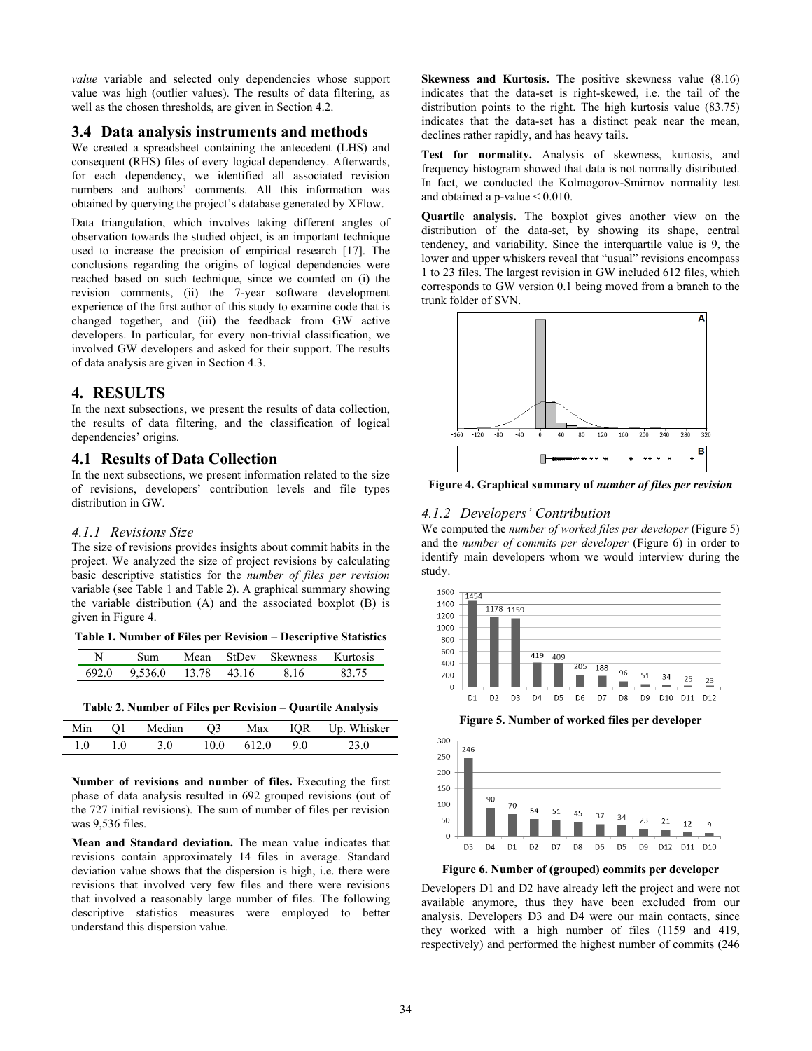*value* variable and selected only dependencies whose support value was high (outlier values). The results of data filtering, as well as the chosen thresholds, are given in Section 4.2.

## 3.4 Data analysis instruments and methods

We created a spreadsheet containing the antecedent (LHS) and consequent (RHS) files of every logical dependency. Afterwards, for each dependency, we identified all associated revision numbers and authors' comments. All this information was obtained by querying the project's database generated by XFlow.

Data triangulation, which involves taking different angles of observation towards the studied object, is an important technique used to increase the precision of empirical research [17]. The conclusions regarding the origins of logical dependencies were reached based on such technique, since we counted on (i) the revision comments, (ii) the 7-year software development experience of the first author of this study to examine code that is changed together, and (iii) the feedback from GW active developers. In particular, for every non-trivial classification, we involved GW developers and asked for their support. The results of data analysis are given in Section 4.3.

# 4. RESULTS

In the next subsections, we present the results of data collection, the results of data filtering, and the classification of logical dependencies' origins.

## 4.1 Results of Data Collection

In the next subsections, we present information related to the size of revisions, developers' contribution levels and file types distribution in GW.

### *4.1.1 Revisions Size*

The size of revisions provides insights about commit habits in the project. We analyzed the size of project revisions by calculating basic descriptive statistics for the *number of files per revision* variable (see Table 1 and Table 2). A graphical summary showing the variable distribution (A) and the associated boxplot (B) is given in Figure 4.

**Table 1. Number of Files per Revision – Descriptive Statistics**

| N | Sum | Mean | StDev | Skewness | Kurtosis |
|---|---|---|---|---|---|
| 692.0 | 9,536.0 | 13.78 | 43.16 | 8.16 | 83.75 |

**Table 2. Number of Files per Revision – Quartile Analysis**

| Min | Q1 | Median | Q3 | Max | IQR | Up. Whisker |
|---|---|---|---|---|---|---|
| 1.0 | 1.0 | 3.0 | 10.0 | 612.0 | 9.0 | 23.0 |

**Number of revisions and number of files.** Executing the first phase of data analysis resulted in 692 grouped revisions (out of the 727 initial revisions). The sum of number of files per revision was 9,536 files.

**Mean and Standard deviation.** The mean value indicates that revisions contain approximately 14 files in average. Standard deviation value shows that the dispersion is high, i.e. there were revisions that involved very few files and there were revisions that involved a reasonably large number of files. The following descriptive statistics measures were employed to better understand this dispersion value.

**Skewness and Kurtosis.** The positive skewness value (8.16) indicates that the data-set is right-skewed, i.e. the tail of the distribution points to the right. The high kurtosis value (83.75) indicates that the data-set has a distinct peak near the mean, declines rather rapidly, and has heavy tails.

**Test for normality.** Analysis of skewness, kurtosis, and frequency histogram showed that data is not normally distributed. In fact, we conducted the Kolmogorov-Smirnov normality test and obtained a p-value $< 0.010$.

**Quartile analysis.** The boxplot gives another view on the distribution of the data-set, by showing its shape, central tendency, and variability. Since the interquartile value is 9, the lower and upper whiskers reveal that "usual" revisions encompass 1 to 23 files. The largest revision in GW included 612 files, which corresponds to GW version 0.1 being moved from a branch to the trunk folder of SVN.

**Figure 4. Graphical summary of *number of files per revision***

### *4.1.2 Developers' Contribution*

We computed the *number of worked files per developer* (Figure 5) and the *number of commits per developer* (Figure 6) in order to identify main developers whom we would interview during the study.

**Figure 5. Number of worked files per developer**

**Figure 6. Number of (grouped) commits per developer**

Developers D1 and D2 have already left the project and were not available anymore, thus they have been excluded from our analysis. Developers D3 and D4 were our main contacts, since they worked with a high number of files (1159 and 419, respectively) and performed the highest number of commits (246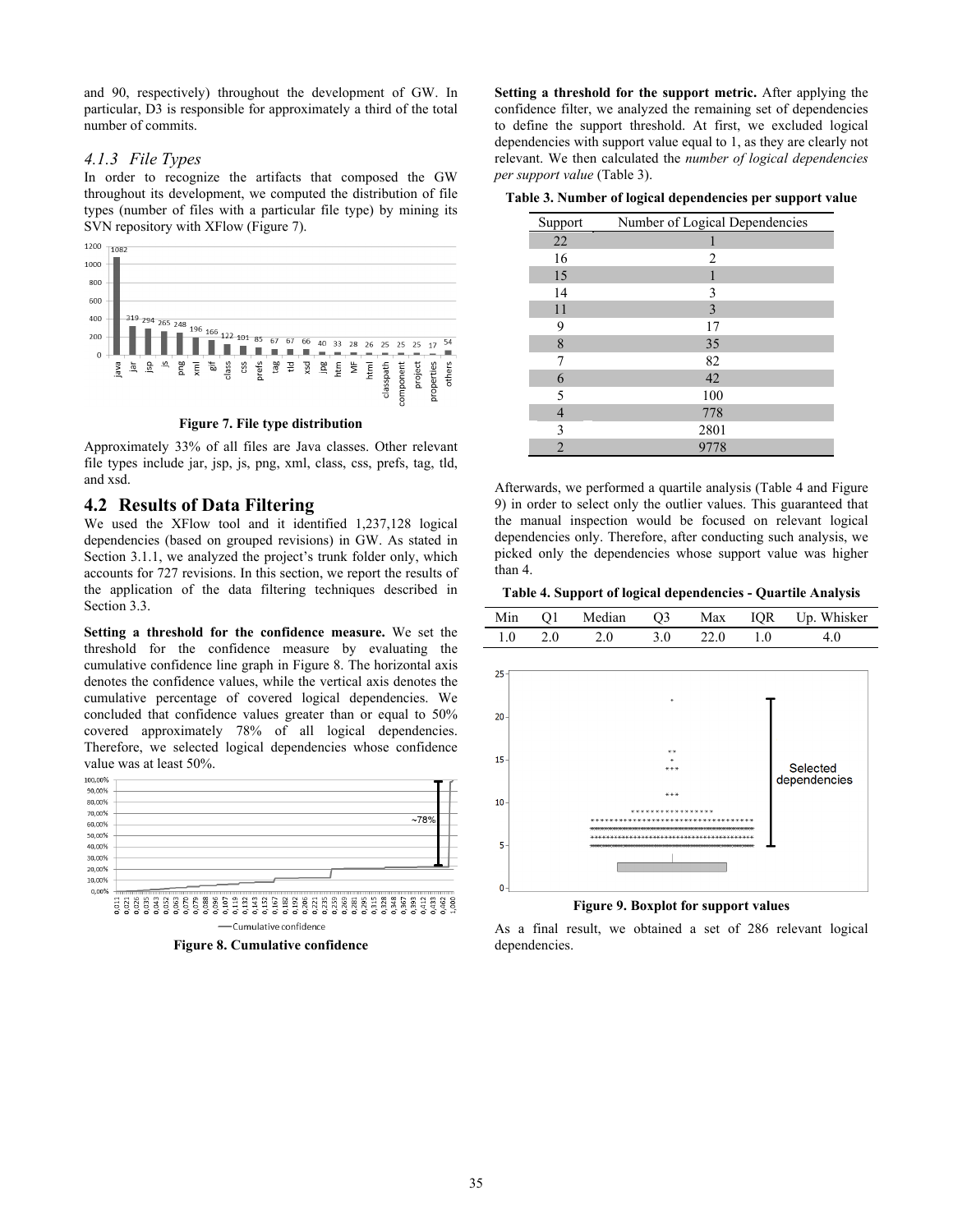and 90, respectively) throughout the development of GW. In particular, D3 is responsible for approximately a third of the total number of commits.

### 4.1.3 File Types

In order to recognize the artifacts that composed the GW throughout its development, we computed the distribution of file types (number of files with a particular file type) by mining its SVN repository with XFlow (Figure 7).

Figure 7. File type distribution

Approximately 33% of all files are Java classes. Other relevant file types include jar, jsp, js, png, xml, class, css, prefs, tag, tld, and xsd.

## 4.2 Results of Data Filtering

We used the XFlow tool and it identified 1,237,128 logical dependencies (based on grouped revisions) in GW. As stated in Section 3.1.1, we analyzed the project's trunk folder only, which accounts for 727 revisions. In this section, we report the results of the application of the data filtering techniques described in Section 3.3.

**Setting a threshold for the confidence measure.** We set the threshold for the confidence measure by evaluating the cumulative confidence line graph in Figure 8. The horizontal axis denotes the confidence values, while the vertical axis denotes the cumulative percentage of covered logical dependencies. We concluded that confidence values greater than or equal to 50% covered approximately 78% of all logical dependencies. Therefore, we selected logical dependencies whose confidence value was at least 50%.

Figure 8. Cumulative confidence

**Setting a threshold for the support metric.** After applying the confidence filter, we analyzed the remaining set of dependencies to define the support threshold. At first, we excluded logical dependencies with support value equal to 1, as they are clearly not relevant. We then calculated the *number of logical dependencies per support value* (Table 3).

**Table 3. Number of logical dependencies per support value**

| Support | Number of Logical Dependencies |
|---|---|
| 22 | 1 |
| 16 | 2 |
| 15 | 1 |
| 14 | 3 |
| 11 | 3 |
| 9 | 17 |
| 8 | 35 |
| 7 | 82 |
| 6 | 42 |
| 5 | 100 |
| 4 | 778 |
| 3 | 2801 |
| 2 | 9778 |

Afterwards, we performed a quartile analysis (Table 4 and Figure 9) in order to select only the outlier values. This guaranteed that the manual inspection would be focused on relevant logical dependencies only. Therefore, after conducting such analysis, we picked only the dependencies whose support value was higher than 4.

**Table 4. Support of logical dependencies - Quartile Analysis**

| Min | Q1 | Median | Q3 | Max | IQR | Up. Whisker |
|---|---|---|---|---|---|---|
| 1.0 | 2.0 | 2.0 | 3.0 | 22.0 | 1.0 | 4.0 |

Figure 9. Boxplot for support values

As a final result, we obtained a set of 286 relevant logical dependencies.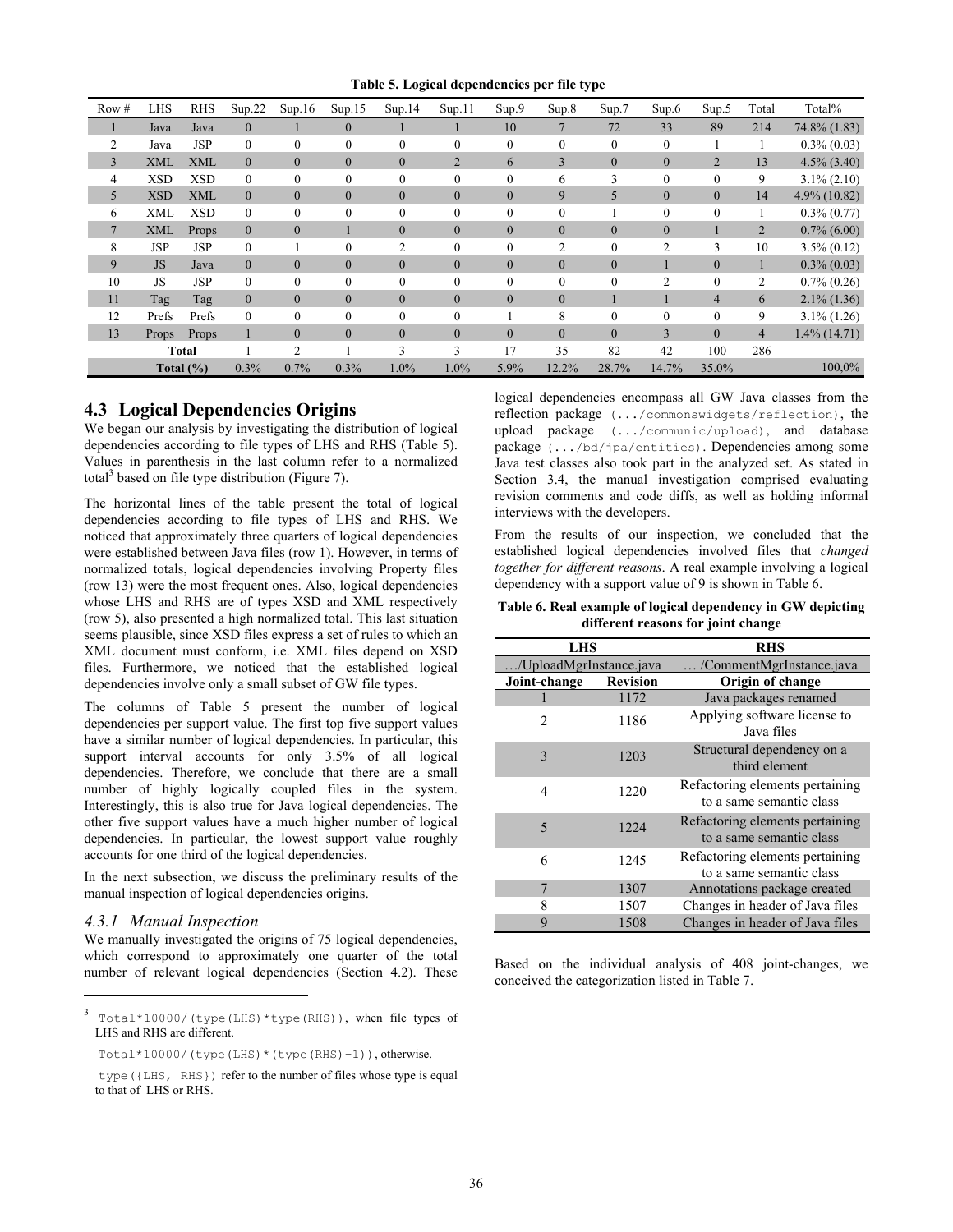**Table 5. Logical dependencies per file type**

| Row # | LHS | RHS | Sup.22 | Sup.16 | Sup.15 | Sup.14 | Sup.11 | Sup.9 | Sup.8 | Sup.7 | Sup.6 | Sup.5 | Total | Total% |
|---|---|---|---|---|---|---|---|---|---|---|---|---|---|---|
| 1 | Java | Java | 0 | 1 | 0 | 1 | 1 | 10 | 7 | 72 | 33 | 89 | 214 | 74.8% (1.83) |
| 2 | Java | JSP | 0 | 0 | 0 | 0 | 0 | 0 | 0 | 0 | 0 | 1 | 1 | 0.3% (0.03) |
| 3 | XML | XML | 0 | 0 | 0 | 0 | 2 | 6 | 3 | 0 | 0 | 2 | 13 | 4.5% (3.40) |
| 4 | XSD | XSD | 0 | 0 | 0 | 0 | 0 | 0 | 6 | 3 | 0 | 0 | 9 | 3.1% (2.10) |
| 5 | XSD | XML | 0 | 0 | 0 | 0 | 0 | 0 | 9 | 5 | 0 | 0 | 14 | 4.9% (10.82) |
| 6 | XML | XSD | 0 | 0 | 0 | 0 | 0 | 0 | 0 | 1 | 0 | 0 | 1 | 0.3% (0.77) |
| 7 | XML | Props | 0 | 0 | 1 | 0 | 0 | 0 | 0 | 0 | 0 | 1 | 2 | 0.7% (6.00) |
| 8 | JSP | JSP | 0 | 1 | 0 | 2 | 0 | 0 | 2 | 0 | 2 | 3 | 10 | 3.5% (0.12) |
| 9 | JS | Java | 0 | 0 | 0 | 0 | 0 | 0 | 0 | 0 | 1 | 0 | 1 | 0.3% (0.03) |
| 10 | JS | JSP | 0 | 0 | 0 | 0 | 0 | 0 | 0 | 0 | 2 | 0 | 2 | 0.7% (0.26) |
| 11 | Tag | Tag | 0 | 0 | 0 | 0 | 0 | 0 | 0 | 1 | 1 | 4 | 6 | 2.1% (1.36) |
| 12 | Prefs | Prefs | 0 | 0 | 0 | 0 | 0 | 1 | 8 | 0 | 0 | 0 | 9 | 3.1% (1.26) |
| 13 | Props | Props | 1 | 0 | 0 | 0 | 0 | 0 | 0 | 0 | 3 | 0 | 4 | 1.4% (14.71) |
| | Total | | 1 | 2 | 1 | 3 | 3 | 17 | 35 | 82 | 42 | 100 | 286 | |
| | Total (%) | | 0.3% | 0.7% | 0.3% | 1.0% | 1.0% | 5.9% | 12.2% | 28.7% | 14.7% | 35.0% | | 100,0% |

## 4.3 Logical Dependencies Origins

We began our analysis by investigating the distribution of logical dependencies according to file types of LHS and RHS (Table 5). Values in parenthesis in the last column refer to a normalized total[3] based on file type distribution (Figure 7).

The horizontal lines of the table present the total of logical dependencies according to file types of LHS and RHS. We noticed that approximately three quarters of logical dependencies were established between Java files (row 1). However, in terms of normalized totals, logical dependencies involving Property files (row 13) were the most frequent ones. Also, logical dependencies whose LHS and RHS are of types XSD and XML respectively (row 5), also presented a high normalized total. This last situation seems plausible, since XSD files express a set of rules to which an XML document must conform, i.e. XML files depend on XSD files. Furthermore, we noticed that the established logical dependencies involve only a small subset of GW file types.

The columns of Table 5 present the number of logical dependencies per support value. The first top five support values have a similar number of logical dependencies. In particular, this support interval accounts for only 3.5% of all logical dependencies. Therefore, we conclude that there are a small number of highly logically coupled files in the system. Interestingly, this is also true for Java logical dependencies. The other five support values have a much higher number of logical dependencies. In particular, the lowest support value roughly accounts for one third of the logical dependencies.

In the next subsection, we discuss the preliminary results of the manual inspection of logical dependencies origins.

### 4.3.1 Manual Inspection

We manually investigated the origins of 75 logical dependencies, which correspond to approximately one quarter of the total number of relevant logical dependencies (Section 4.2). These logical dependencies encompass all GW Java classes from the reflection package `(.../commonswidgets/reflection)`, the upload package `(.../communic/upload)`, and database package `(.../bd/jpa/entities)`. Dependencies among some Java test classes also took part in the analyzed set. As stated in Section 3.4, the manual investigation comprised evaluating revision comments and code diffs, as well as holding informal interviews with the developers.

From the results of our inspection, we concluded that the established logical dependencies involved files that *changed together for different reasons*. A real example involving a logical dependency with a support value of 9 is shown in Table 6.

**Table 6. Real example of logical dependency in GW depicting different reasons for joint change**

| LHS | | RHS |
|---|---|---|
| …/UploadMgrInstance.java | | … /CommentMgrInstance.java |
| **Joint-change** | **Revision** | **Origin of change** |
| 1 | 1172 | Java packages renamed |
| 2 | 1186 | Applying software license to Java files |
| 3 | 1203 | Structural dependency on a third element |
| 4 | 1220 | Refactoring elements pertaining to a same semantic class |
| 5 | 1224 | Refactoring elements pertaining to a same semantic class |
| 6 | 1245 | Refactoring elements pertaining to a same semantic class |
| 7 | 1307 | Annotations package created |
| 8 | 1507 | Changes in header of Java files |
| 9 | 1508 | Changes in header of Java files |

Based on the individual analysis of 408 joint-changes, we conceived the categorization listed in Table 7.

---

[3] `Total*10000/(type(LHS)*type(RHS))`, when file types of LHS and RHS are different.

`Total*10000/(type(LHS)*(type(RHS)-1))`, otherwise.

`type({LHS, RHS})` refer to the number of files whose type is equal to that of LHS or RHS.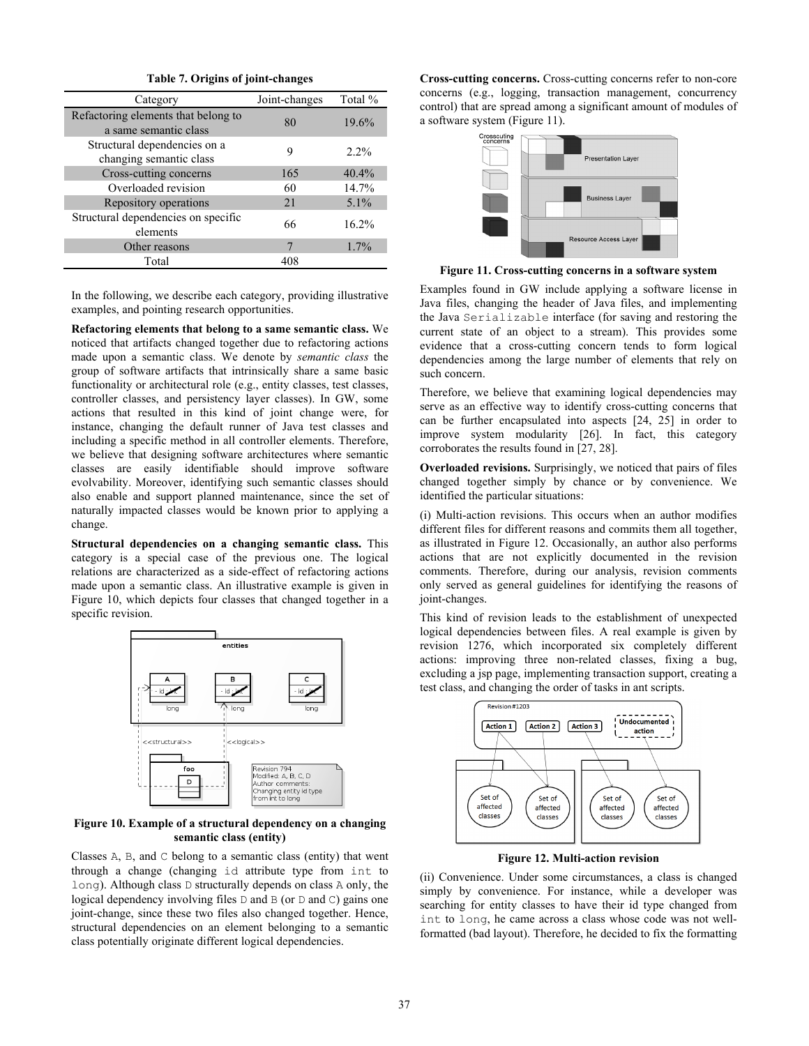**Table 7. Origins of joint-changes**

| Category | Joint-changes | Total % |
|---|---|---|
| Refactoring elements that belong to a same semantic class | 80 | 19.6% |
| Structural dependencies on a changing semantic class | 9 | 2.2% |
| Cross-cutting concerns | 165 | 40.4% |
| Overloaded revision | 60 | 14.7% |
| Repository operations | 21 | 5.1% |
| Structural dependencies on specific elements | 66 | 16.2% |
| Other reasons | 7 | 1.7% |
| Total | 408 | |

In the following, we describe each category, providing illustrative examples, and pointing research opportunities.

**Refactoring elements that belong to a same semantic class.** We noticed that artifacts changed together due to refactoring actions made upon a semantic class. We denote by *semantic class* the group of software artifacts that intrinsically share a same basic functionality or architectural role (e.g., entity classes, test classes, controller classes, and persistency layer classes). In GW, some actions that resulted in this kind of joint change were, for instance, changing the default runner of Java test classes and including a specific method in all controller elements. Therefore, we believe that designing software architectures where semantic classes are easily identifiable should improve software evolvability. Moreover, identifying such semantic classes should also enable and support planned maintenance, since the set of naturally impacted classes would be known prior to applying a change.

**Structural dependencies on a changing semantic class.** This category is a special case of the previous one. The logical relations are characterized as a side-effect of refactoring actions made upon a semantic class. An illustrative example is given in Figure 10, which depicts four classes that changed together in a specific revision.

entities

A
- id : int
long

B
- id : int
long

C
- id : int
long

<<structural>>

<<logical>>

foo

D

Revision 794
Modified: A, B, C, D
Author comments:
Changing entity id type from int to long

**Figure 10. Example of a structural dependency on a changing semantic class (entity)**

Classes `A`, `B`, and `C` belong to a semantic class (entity) that went through a change (changing `id` attribute type from `int` to `long`). Although class `D` structurally depends on class `A` only, the logical dependency involving files `D` and `B` (or `D` and `C`) gains one joint-change, since these two files also changed together. Hence, structural dependencies on an element belonging to a semantic class potentially originate different logical dependencies.

**Cross-cutting concerns.** Cross-cutting concerns refer to non-core concerns (e.g., logging, transaction management, concurrency control) that are spread among a significant amount of modules of a software system (Figure 11).

Crosscuting concerns

Presentation Layer

Business Layer

Resource Access Layer

**Figure 11. Cross-cutting concerns in a software system**

Examples found in GW include applying a software license in Java files, changing the header of Java files, and implementing the Java `Serializable` interface (for saving and restoring the current state of an object to a stream). This provides some evidence that a cross-cutting concern tends to form logical dependencies among the large number of elements that rely on such concern.

Therefore, we believe that examining logical dependencies may serve as an effective way to identify cross-cutting concerns that can be further encapsulated into aspects [24, 25] in order to improve system modularity [26]. In fact, this category corroborates the results found in [27, 28].

**Overloaded revisions.** Surprisingly, we noticed that pairs of files changed together simply by chance or by convenience. We identified the particular situations:

(i) Multi-action revisions. This occurs when an author modifies different files for different reasons and commits them all together, as illustrated in Figure 12. Occasionally, an author also performs actions that are not explicitly documented in the revision comments. Therefore, during our analysis, revision comments only served as general guidelines for identifying the reasons of joint-changes.

This kind of revision leads to the establishment of unexpected logical dependencies between files. A real example is given by revision 1276, which incorporated six completely different actions: improving three non-related classes, fixing a bug, excluding a jsp page, implementing transaction support, creating a test class, and changing the order of tasks in ant scripts.

Revision #1203

Action 1

Action 2

Action 3

Undocumented action

Set of affected classes

Set of affected classes

Set of affected classes

Set of affected classes

**Figure 12. Multi-action revision**

(ii) Convenience. Under some circumstances, a class is changed simply by convenience. For instance, while a developer was searching for entity classes to have their id type changed from `int` to `long`, he came across a class whose code was not well-formatted (bad layout). Therefore, he decided to fix the formatting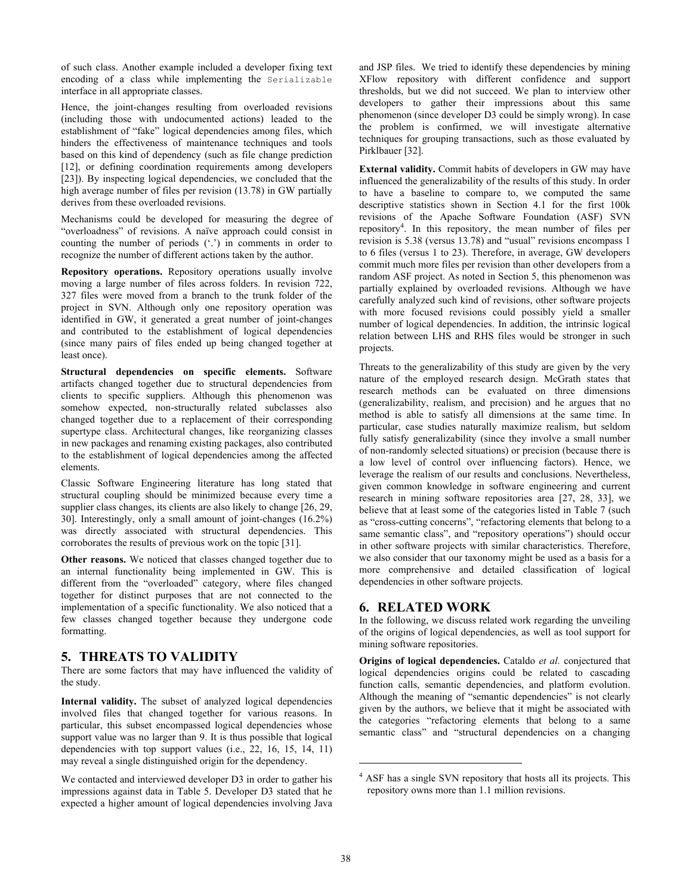of such class. Another example included a developer fixing text encoding of a class while implementing the `Serializable` interface in all appropriate classes.

Hence, the joint-changes resulting from overloaded revisions (including those with undocumented actions) leaded to the establishment of "fake" logical dependencies among files, which hinders the effectiveness of maintenance techniques and tools based on this kind of dependency (such as file change prediction [12], or defining coordination requirements among developers [23]). By inspecting logical dependencies, we concluded that the high average number of files per revision (13.78) in GW partially derives from these overloaded revisions.

Mechanisms could be developed for measuring the degree of "overloadness" of revisions. A naïve approach could consist in counting the number of periods ('.') in comments in order to recognize the number of different actions taken by the author.

**Repository operations.** Repository operations usually involve moving a large number of files across folders. In revision 722, 327 files were moved from a branch to the trunk folder of the project in SVN. Although only one repository operation was identified in GW, it generated a great number of joint-changes and contributed to the establishment of logical dependencies (since many pairs of files ended up being changed together at least once).

**Structural dependencies on specific elements.** Software artifacts changed together due to structural dependencies from clients to specific suppliers. Although this phenomenon was somehow expected, non-structurally related subclasses also changed together due to a replacement of their corresponding supertype class. Architectural changes, like reorganizing classes in new packages and renaming existing packages, also contributed to the establishment of logical dependencies among the affected elements.

Classic Software Engineering literature has long stated that structural coupling should be minimized because every time a supplier class changes, its clients are also likely to change [26, 29, 30]. Interestingly, only a small amount of joint-changes (16.2%) was directly associated with structural dependencies. This corroborates the results of previous work on the topic [31].

**Other reasons.** We noticed that classes changed together due to an internal functionality being implemented in GW. This is different from the "overloaded" category, where files changed together for distinct purposes that are not connected to the implementation of a specific functionality. We also noticed that a few classes changed together because they undergone code formatting.

## 5. THREATS TO VALIDITY

There are some factors that may have influenced the validity of the study.

**Internal validity.** The subset of analyzed logical dependencies involved files that changed together for various reasons. In particular, this subset encompassed logical dependencies whose support value was no larger than 9. It is thus possible that logical dependencies with top support values (i.e., 22, 16, 15, 14, 11) may reveal a single distinguished origin for the dependency.

We contacted and interviewed developer D3 in order to gather his impressions against data in Table 5. Developer D3 stated that he expected a higher amount of logical dependencies involving Java and JSP files. We tried to identify these dependencies by mining XFlow repository with different confidence and support thresholds, but we did not succeed. We plan to interview other developers to gather their impressions about this same phenomenon (since developer D3 could be simply wrong). In case the problem is confirmed, we will investigate alternative techniques for grouping transactions, such as those evaluated by Pirklbauer [32].

**External validity.** Commit habits of developers in GW may have influenced the generalizability of the results of this study. In order to have a baseline to compare to, we computed the same descriptive statistics shown in Section 4.1 for the first 100k revisions of the Apache Software Foundation (ASF) SVN repository[4]. In this repository, the mean number of files per revision is 5.38 (versus 13.78) and "usual" revisions encompass 1 to 6 files (versus 1 to 23). Therefore, in average, GW developers commit much more files per revision than other developers from a random ASF project. As noted in Section 5, this phenomenon was partially explained by overloaded revisions. Although we have carefully analyzed such kind of revisions, other software projects with more focused revisions could possibly yield a smaller number of logical dependencies. In addition, the intrinsic logical relation between LHS and RHS files would be stronger in such projects.

Threats to the generalizability of this study are given by the very nature of the employed research design. McGrath states that research methods can be evaluated on three dimensions (generalizability, realism, and precision) and he argues that no method is able to satisfy all dimensions at the same time. In particular, case studies naturally maximize realism, but seldom fully satisfy generalizability (since they involve a small number of non-randomly selected situations) or precision (because there is a low level of control over influencing factors). Hence, we leverage the realism of our results and conclusions. Nevertheless, given common knowledge in software engineering and current research in mining software repositories area [27, 28, 33], we believe that at least some of the categories listed in Table 7 (such as "cross-cutting concerns", "refactoring elements that belong to a same semantic class", and "repository operations") should occur in other software projects with similar characteristics. Therefore, we also consider that our taxonomy might be used as a basis for a more comprehensive and detailed classification of logical dependencies in other software projects.

## 6. RELATED WORK

In the following, we discuss related work regarding the unveiling of the origins of logical dependencies, as well as tool support for mining software repositories.

**Origins of logical dependencies.** Cataldo *et al.* conjectured that logical dependencies origins could be related to cascading function calls, semantic dependencies, and platform evolution. Although the meaning of "semantic dependencies" is not clearly given by the authors, we believe that it might be associated with the categories "refactoring elements that belong to a same semantic class" and "structural dependencies on a changing

[4] ASF has a single SVN repository that hosts all its projects. This repository owns more than 1.1 million revisions.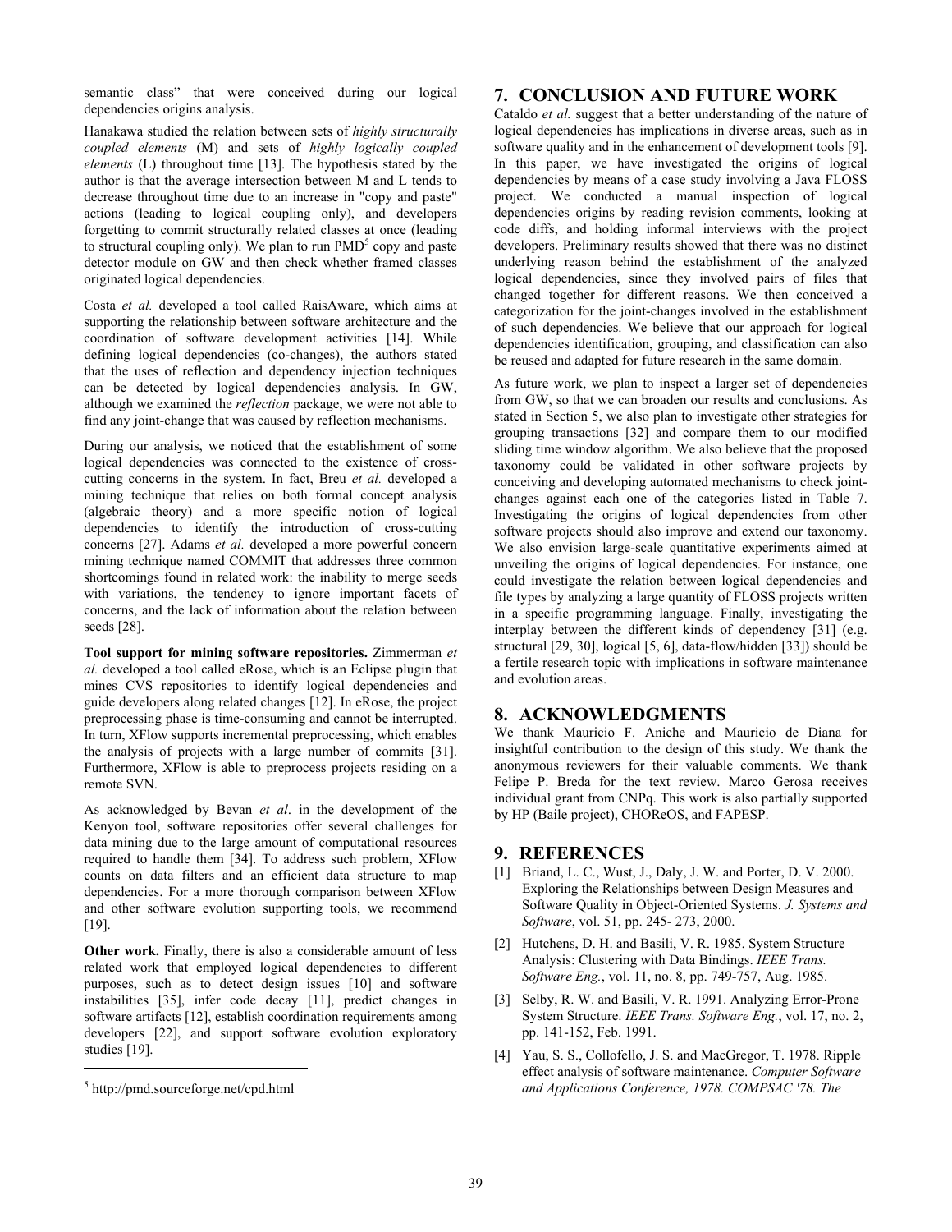semantic class" that were conceived during our logical dependencies origins analysis.

Hanakawa studied the relation between sets of *highly structurally coupled elements* (M) and sets of *highly logically coupled elements* (L) throughout time [13]. The hypothesis stated by the author is that the average intersection between M and L tends to decrease throughout time due to an increase in "copy and paste" actions (leading to logical coupling only), and developers forgetting to commit structurally related classes at once (leading to structural coupling only). We plan to run PMD[5] copy and paste detector module on GW and then check whether framed classes originated logical dependencies.

Costa *et al.* developed a tool called RaisAware, which aims at supporting the relationship between software architecture and the coordination of software development activities [14]. While defining logical dependencies (co-changes), the authors stated that the uses of reflection and dependency injection techniques can be detected by logical dependencies analysis. In GW, although we examined the *reflection* package, we were not able to find any joint-change that was caused by reflection mechanisms.

During our analysis, we noticed that the establishment of some logical dependencies was connected to the existence of cross-cutting concerns in the system. In fact, Breu *et al.* developed a mining technique that relies on both formal concept analysis (algebraic theory) and a more specific notion of logical dependencies to identify the introduction of cross-cutting concerns [27]. Adams *et al.* developed a more powerful concern mining technique named COMMIT that addresses three common shortcomings found in related work: the inability to merge seeds with variations, the tendency to ignore important facets of concerns, and the lack of information about the relation between seeds [28].

**Tool support for mining software repositories.** Zimmerman *et al.* developed a tool called eRose, which is an Eclipse plugin that mines CVS repositories to identify logical dependencies and guide developers along related changes [12]. In eRose, the project preprocessing phase is time-consuming and cannot be interrupted. In turn, XFlow supports incremental preprocessing, which enables the analysis of projects with a large number of commits [31]. Furthermore, XFlow is able to preprocess projects residing on a remote SVN.

As acknowledged by Bevan *et al*. in the development of the Kenyon tool, software repositories offer several challenges for data mining due to the large amount of computational resources required to handle them [34]. To address such problem, XFlow counts on data filters and an efficient data structure to map dependencies. For a more thorough comparison between XFlow and other software evolution supporting tools, we recommend [19].

**Other work.** Finally, there is also a considerable amount of less related work that employed logical dependencies to different purposes, such as to detect design issues [10] and software instabilities [35], infer code decay [11], predict changes in software artifacts [12], establish coordination requirements among developers [22], and support software evolution exploratory studies [19].

[5] http://pmd.sourceforge.net/cpd.html

## 7. CONCLUSION AND FUTURE WORK

Cataldo *et al.* suggest that a better understanding of the nature of logical dependencies has implications in diverse areas, such as in software quality and in the enhancement of development tools [9]. In this paper, we have investigated the origins of logical dependencies by means of a case study involving a Java FLOSS project. We conducted a manual inspection of logical dependencies origins by reading revision comments, looking at code diffs, and holding informal interviews with the project developers. Preliminary results showed that there was no distinct underlying reason behind the establishment of the analyzed logical dependencies, since they involved pairs of files that changed together for different reasons. We then conceived a categorization for the joint-changes involved in the establishment of such dependencies. We believe that our approach for logical dependencies identification, grouping, and classification can also be reused and adapted for future research in the same domain.

As future work, we plan to inspect a larger set of dependencies from GW, so that we can broaden our results and conclusions. As stated in Section 5, we also plan to investigate other strategies for grouping transactions [32] and compare them to our modified sliding time window algorithm. We also believe that the proposed taxonomy could be validated in other software projects by conceiving and developing automated mechanisms to check joint-changes against each one of the categories listed in Table 7. Investigating the origins of logical dependencies from other software projects should also improve and extend our taxonomy. We also envision large-scale quantitative experiments aimed at unveiling the origins of logical dependencies. For instance, one could investigate the relation between logical dependencies and file types by analyzing a large quantity of FLOSS projects written in a specific programming language. Finally, investigating the interplay between the different kinds of dependency [31] (e.g. structural [29, 30], logical [5, 6], data-flow/hidden [33]) should be a fertile research topic with implications in software maintenance and evolution areas.

## 8. ACKNOWLEDGMENTS

We thank Mauricio F. Aniche and Mauricio de Diana for insightful contribution to the design of this study. We thank the anonymous reviewers for their valuable comments. We thank Felipe P. Breda for the text review. Marco Gerosa receives individual grant from CNPq. This work is also partially supported by HP (Baile project), CHOReOS, and FAPESP.

## 9. REFERENCES

[1] Briand, L. C., Wust, J., Daly, J. W. and Porter, D. V. 2000. Exploring the Relationships between Design Measures and Software Quality in Object-Oriented Systems. *J. Systems and Software*, vol. 51, pp. 245- 273, 2000.

[2] Hutchens, D. H. and Basili, V. R. 1985. System Structure Analysis: Clustering with Data Bindings. *IEEE Trans. Software Eng.*, vol. 11, no. 8, pp. 749-757, Aug. 1985.

[3] Selby, R. W. and Basili, V. R. 1991. Analyzing Error-Prone System Structure. *IEEE Trans. Software Eng.*, vol. 17, no. 2, pp. 141-152, Feb. 1991.

[4] Yau, S. S., Collofello, J. S. and MacGregor, T. 1978. Ripple effect analysis of software maintenance. *Computer Software and Applications Conference, 1978. COMPSAC '78. The*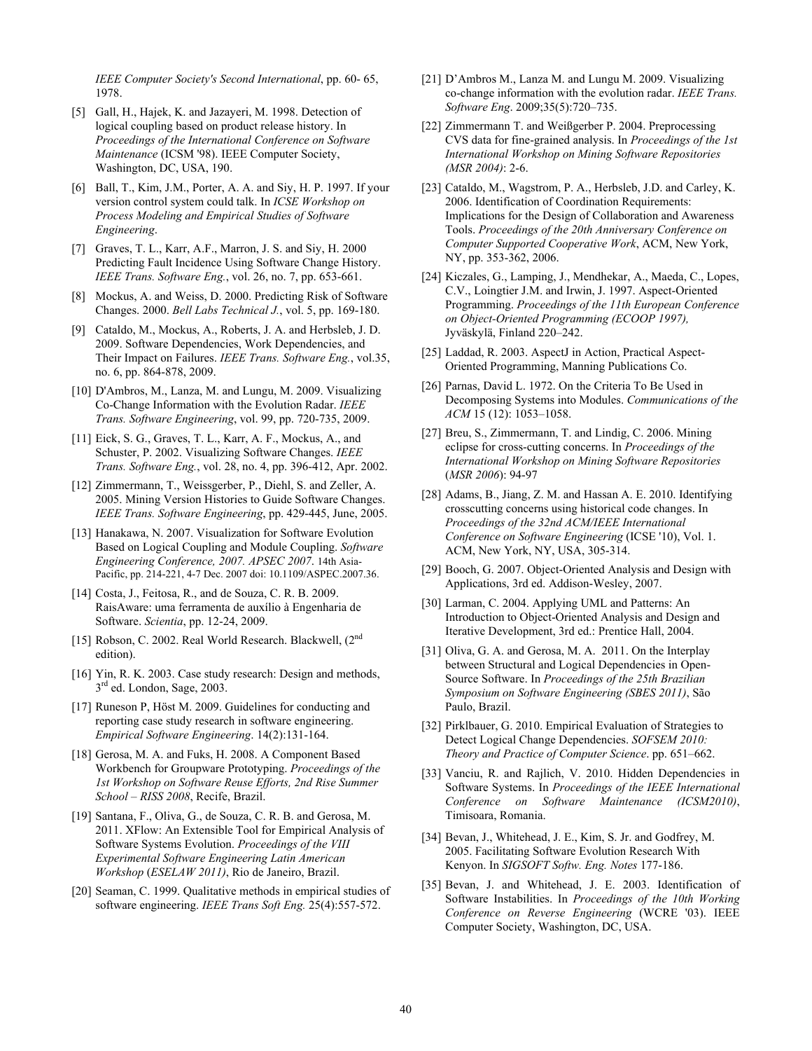*IEEE Computer Society's Second International*, pp. 60- 65, 1978.

[5] Gall, H., Hajek, K. and Jazayeri, M. 1998. Detection of logical coupling based on product release history. In *Proceedings of the International Conference on Software Maintenance* (ICSM '98). IEEE Computer Society, Washington, DC, USA, 190.

[6] Ball, T., Kim, J.M., Porter, A. A. and Siy, H. P. 1997. If your version control system could talk. In *ICSE Workshop on Process Modeling and Empirical Studies of Software Engineering*.

[7] Graves, T. L., Karr, A.F., Marron, J. S. and Siy, H. 2000 Predicting Fault Incidence Using Software Change History. *IEEE Trans. Software Eng.*, vol. 26, no. 7, pp. 653-661.

[8] Mockus, A. and Weiss, D. 2000. Predicting Risk of Software Changes. 2000. *Bell Labs Technical J.*, vol. 5, pp. 169-180.

[9] Cataldo, M., Mockus, A., Roberts, J. A. and Herbsleb, J. D. 2009. Software Dependencies, Work Dependencies, and Their Impact on Failures. *IEEE Trans. Software Eng.*, vol.35, no. 6, pp. 864-878, 2009.

[10] D'Ambros, M., Lanza, M. and Lungu, M. 2009. Visualizing Co-Change Information with the Evolution Radar. *IEEE Trans. Software Engineering*, vol. 99, pp. 720-735, 2009.

[11] Eick, S. G., Graves, T. L., Karr, A. F., Mockus, A., and Schuster, P. 2002. Visualizing Software Changes. *IEEE Trans. Software Eng.*, vol. 28, no. 4, pp. 396-412, Apr. 2002.

[12] Zimmermann, T., Weissgerber, P., Diehl, S. and Zeller, A. 2005. Mining Version Histories to Guide Software Changes. *IEEE Trans. Software Engineering*, pp. 429-445, June, 2005.

[13] Hanakawa, N. 2007. Visualization for Software Evolution Based on Logical Coupling and Module Coupling. *Software Engineering Conference, 2007. APSEC 2007*. 14th Asia-Pacific, pp. 214-221, 4-7 Dec. 2007 doi: 10.1109/ASPEC.2007.36.

[14] Costa, J., Feitosa, R., and de Souza, C. R. B. 2009. RaisAware: uma ferramenta de auxílio à Engenharia de Software. *Scientia*, pp. 12-24, 2009.

[15] Robson, C. 2002. Real World Research. Blackwell, (2nd edition).

[16] Yin, R. K. 2003. Case study research: Design and methods, 3rd ed. London, Sage, 2003.

[17] Runeson P, Höst M. 2009. Guidelines for conducting and reporting case study research in software engineering. *Empirical Software Engineering*. 14(2):131-164.

[18] Gerosa, M. A. and Fuks, H. 2008. A Component Based Workbench for Groupware Prototyping. *Proceedings of the 1st Workshop on Software Reuse Efforts, 2nd Rise Summer School – RISS 2008*, Recife, Brazil.

[19] Santana, F., Oliva, G., de Souza, C. R. B. and Gerosa, M. 2011. XFlow: An Extensible Tool for Empirical Analysis of Software Systems Evolution. *Proceedings of the VIII Experimental Software Engineering Latin American Workshop* (*ESELAW 2011)*, Rio de Janeiro, Brazil.

[20] Seaman, C. 1999. Qualitative methods in empirical studies of software engineering. *IEEE Trans Soft Eng.* 25(4):557-572.

[21] D'Ambros M., Lanza M. and Lungu M. 2009. Visualizing co-change information with the evolution radar. *IEEE Trans. Software Eng*. 2009;35(5):720–735.

[22] Zimmermann T. and Weißgerber P. 2004. Preprocessing CVS data for fine-grained analysis. In *Proceedings of the 1st International Workshop on Mining Software Repositories (MSR 2004)*: 2-6.

[23] Cataldo, M., Wagstrom, P. A., Herbsleb, J.D. and Carley, K. 2006. Identification of Coordination Requirements: Implications for the Design of Collaboration and Awareness Tools. *Proceedings of the 20th Anniversary Conference on Computer Supported Cooperative Work*, ACM, New York, NY, pp. 353-362, 2006.

[24] Kiczales, G., Lamping, J., Mendhekar, A., Maeda, C., Lopes, C.V., Loingtier J.M. and Irwin, J. 1997. Aspect-Oriented Programming. *Proceedings of the 11th European Conference on Object-Oriented Programming (ECOOP 1997),* Jyväskylä, Finland 220–242.

[25] Laddad, R. 2003. AspectJ in Action, Practical Aspect-Oriented Programming, Manning Publications Co.

[26] Parnas, David L. 1972. On the Criteria To Be Used in Decomposing Systems into Modules. *Communications of the ACM* 15 (12): 1053–1058.

[27] Breu, S., Zimmermann, T. and Lindig, C. 2006. Mining eclipse for cross-cutting concerns. In *Proceedings of the International Workshop on Mining Software Repositories* (*MSR 2006*): 94-97

[28] Adams, B., Jiang, Z. M. and Hassan A. E. 2010. Identifying crosscutting concerns using historical code changes. In *Proceedings of the 32nd ACM/IEEE International Conference on Software Engineering* (ICSE '10), Vol. 1. ACM, New York, NY, USA, 305-314.

[29] Booch, G. 2007. Object-Oriented Analysis and Design with Applications, 3rd ed. Addison-Wesley, 2007.

[30] Larman, C. 2004. Applying UML and Patterns: An Introduction to Object-Oriented Analysis and Design and Iterative Development, 3rd ed.: Prentice Hall, 2004.

[31] Oliva, G. A. and Gerosa, M. A. 2011. On the Interplay between Structural and Logical Dependencies in Open-Source Software. In *Proceedings of the 25th Brazilian Symposium on Software Engineering (SBES 2011)*, São Paulo, Brazil.

[32] Pirklbauer, G. 2010. Empirical Evaluation of Strategies to Detect Logical Change Dependencies. *SOFSEM 2010: Theory and Practice of Computer Science*. pp. 651–662.

[33] Vanciu, R. and Rajlich, V. 2010. Hidden Dependencies in Software Systems. In *Proceedings of the IEEE International Conference on Software Maintenance (ICSM2010)*, Timisoara, Romania.

[34] Bevan, J., Whitehead, J. E., Kim, S. Jr. and Godfrey, M. 2005. Facilitating Software Evolution Research With Kenyon. In *SIGSOFT Softw. Eng. Notes* 177-186.

[35] Bevan, J. and Whitehead, J. E. 2003. Identification of Software Instabilities. In *Proceedings of the 10th Working Conference on Reverse Engineering* (WCRE '03). IEEE Computer Society, Washington, DC, USA.